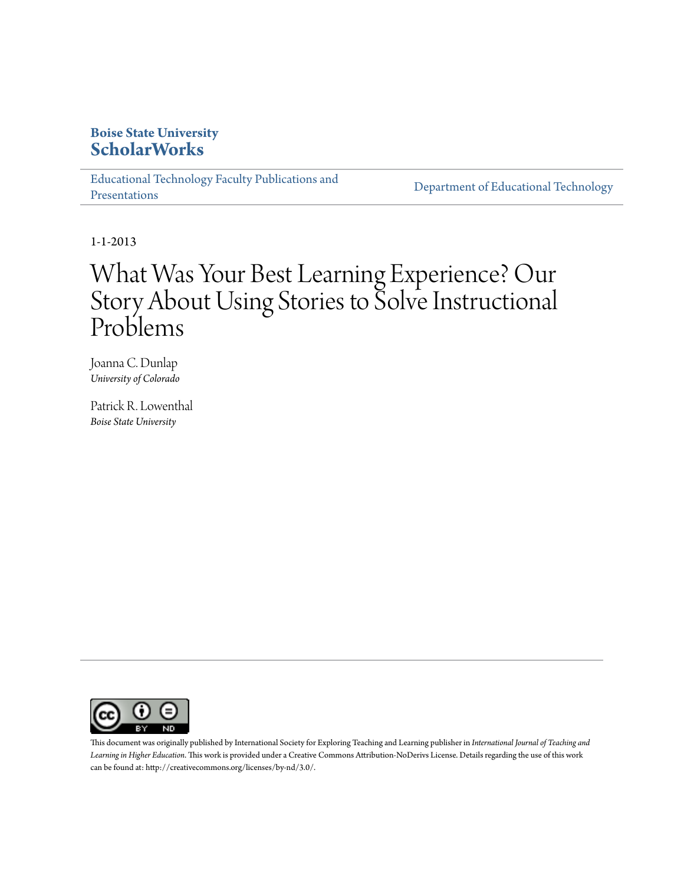**Boise State University**
**ScholarWorks**

Educational Technology Faculty Publications and Presentations

Department of Educational Technology

1-1-2013

# What Was Your Best Learning Experience? Our Story About Using Stories to Solve Instructional Problems

Joanna C. Dunlap
*University of Colorado*

Patrick R. Lowenthal
*Boise State University*

This document was originally published by International Society for Exploring Teaching and Learning publisher in *International Journal of Teaching and Learning in Higher Education*. This work is provided under a Creative Commons Attribution-NoDerivs License. Details regarding the use of this work can be found at: http://creativecommons.org/licenses/by-nd/3.0/.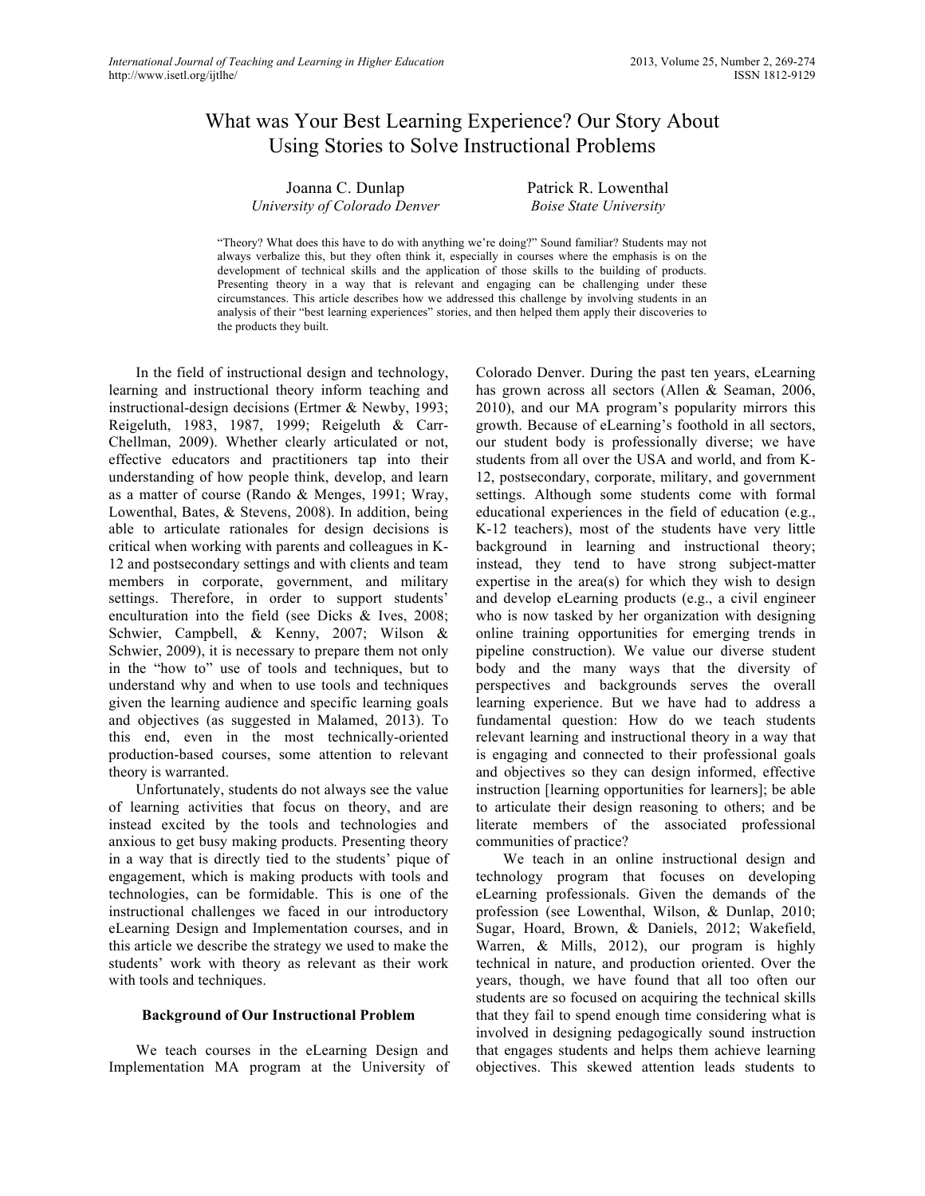# What was Your Best Learning Experience? Our Story About Using Stories to Solve Instructional Problems

Joanna C. Dunlap
*University of Colorado Denver*

Patrick R. Lowenthal
*Boise State University*

"Theory? What does this have to do with anything we're doing?" Sound familiar? Students may not always verbalize this, but they often think it, especially in courses where the emphasis is on the development of technical skills and the application of those skills to the building of products. Presenting theory in a way that is relevant and engaging can be challenging under these circumstances. This article describes how we addressed this challenge by involving students in an analysis of their "best learning experiences" stories, and then helped them apply their discoveries to the products they built.

In the field of instructional design and technology, learning and instructional theory inform teaching and instructional-design decisions (Ertmer & Newby, 1993; Reigeluth, 1983, 1987, 1999; Reigeluth & Carr-Chellman, 2009). Whether clearly articulated or not, effective educators and practitioners tap into their understanding of how people think, develop, and learn as a matter of course (Rando & Menges, 1991; Wray, Lowenthal, Bates, & Stevens, 2008). In addition, being able to articulate rationales for design decisions is critical when working with parents and colleagues in K-12 and postsecondary settings and with clients and team members in corporate, government, and military settings. Therefore, in order to support students' enculturation into the field (see Dicks & Ives, 2008; Schwier, Campbell, & Kenny, 2007; Wilson & Schwier, 2009), it is necessary to prepare them not only in the "how to" use of tools and techniques, but to understand why and when to use tools and techniques given the learning audience and specific learning goals and objectives (as suggested in Malamed, 2013). To this end, even in the most technically-oriented production-based courses, some attention to relevant theory is warranted.

Unfortunately, students do not always see the value of learning activities that focus on theory, and are instead excited by the tools and technologies and anxious to get busy making products. Presenting theory in a way that is directly tied to the students' pique of engagement, which is making products with tools and technologies, can be formidable. This is one of the instructional challenges we faced in our introductory eLearning Design and Implementation courses, and in this article we describe the strategy we used to make the students' work with theory as relevant as their work with tools and techniques.

## Background of Our Instructional Problem

We teach courses in the eLearning Design and Implementation MA program at the University of Colorado Denver. During the past ten years, eLearning has grown across all sectors (Allen & Seaman, 2006, 2010), and our MA program's popularity mirrors this growth. Because of eLearning's foothold in all sectors, our student body is professionally diverse; we have students from all over the USA and world, and from K-12, postsecondary, corporate, military, and government settings. Although some students come with formal educational experiences in the field of education (e.g., K-12 teachers), most of the students have very little background in learning and instructional theory; instead, they tend to have strong subject-matter expertise in the area(s) for which they wish to design and develop eLearning products (e.g., a civil engineer who is now tasked by her organization with designing online training opportunities for emerging trends in pipeline construction). We value our diverse student body and the many ways that the diversity of perspectives and backgrounds serves the overall learning experience. But we have had to address a fundamental question: How do we teach students relevant learning and instructional theory in a way that is engaging and connected to their professional goals and objectives so they can design informed, effective instruction [learning opportunities for learners]; be able to articulate their design reasoning to others; and be literate members of the associated professional communities of practice?

We teach in an online instructional design and technology program that focuses on developing eLearning professionals. Given the demands of the profession (see Lowenthal, Wilson, & Dunlap, 2010; Sugar, Hoard, Brown, & Daniels, 2012; Wakefield, Warren, & Mills, 2012), our program is highly technical in nature, and production oriented. Over the years, though, we have found that all too often our students are so focused on acquiring the technical skills that they fail to spend enough time considering what is involved in designing pedagogically sound instruction that engages students and helps them achieve learning objectives. This skewed attention leads students to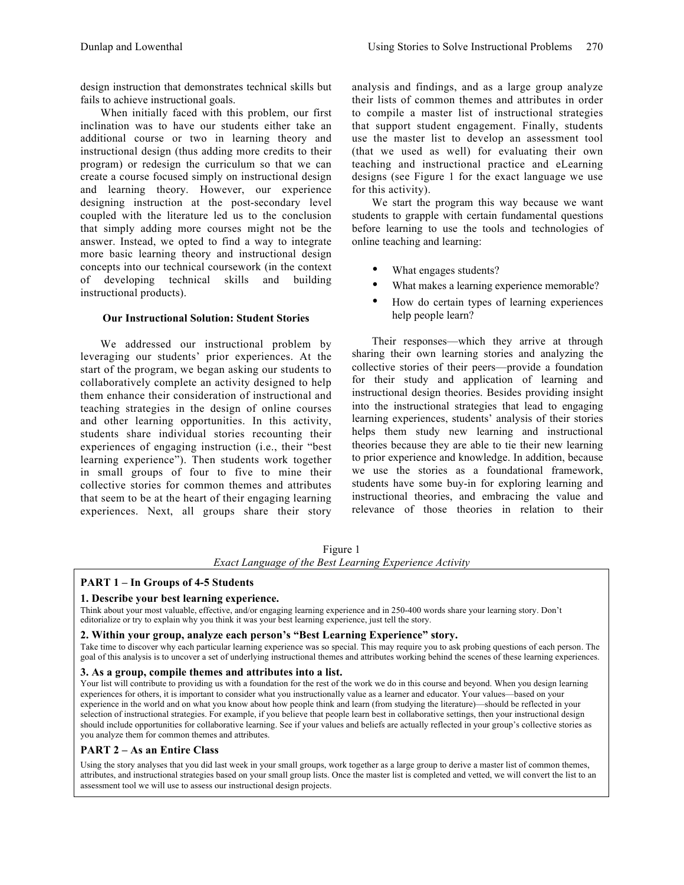design instruction that demonstrates technical skills but fails to achieve instructional goals.

When initially faced with this problem, our first inclination was to have our students either take an additional course or two in learning theory and instructional design (thus adding more credits to their program) or redesign the curriculum so that we can create a course focused simply on instructional design and learning theory. However, our experience designing instruction at the post-secondary level coupled with the literature led us to the conclusion that simply adding more courses might not be the answer. Instead, we opted to find a way to integrate more basic learning theory and instructional design concepts into our technical coursework (in the context of developing technical skills and building instructional products).

### Our Instructional Solution: Student Stories

We addressed our instructional problem by leveraging our students' prior experiences. At the start of the program, we began asking our students to collaboratively complete an activity designed to help them enhance their consideration of instructional and teaching strategies in the design of online courses and other learning opportunities. In this activity, students share individual stories recounting their experiences of engaging instruction (i.e., their "best learning experience"). Then students work together in small groups of four to five to mine their collective stories for common themes and attributes that seem to be at the heart of their engaging learning experiences. Next, all groups share their story analysis and findings, and as a large group analyze their lists of common themes and attributes in order to compile a master list of instructional strategies that support student engagement. Finally, students use the master list to develop an assessment tool (that we used as well) for evaluating their own teaching and instructional practice and eLearning designs (see Figure 1 for the exact language we use for this activity).

We start the program this way because we want students to grapple with certain fundamental questions before learning to use the tools and technologies of online teaching and learning:

- What engages students?
- What makes a learning experience memorable?
- How do certain types of learning experiences help people learn?

Their responses—which they arrive at through sharing their own learning stories and analyzing the collective stories of their peers—provide a foundation for their study and application of learning and instructional design theories. Besides providing insight into the instructional strategies that lead to engaging learning experiences, students' analysis of their stories helps them study new learning and instructional theories because they are able to tie their new learning to prior experience and knowledge. In addition, because we use the stories as a foundational framework, students have some buy-in for exploring learning and instructional theories, and embracing the value and relevance of those theories in relation to their

Figure 1
*Exact Language of the Best Learning Experience Activity*

**PART 1 – In Groups of 4-5 Students**

**1. Describe your best learning experience.**
Think about your most valuable, effective, and/or engaging learning experience and in 250-400 words share your learning story. Don't editorialize or try to explain why you think it was your best learning experience, just tell the story.

**2. Within your group, analyze each person's "Best Learning Experience" story.**
Take time to discover why each particular learning experience was so special. This may require you to ask probing questions of each person. The goal of this analysis is to uncover a set of underlying instructional themes and attributes working behind the scenes of these learning experiences.

**3. As a group, compile themes and attributes into a list.**
Your list will contribute to providing us with a foundation for the rest of the work we do in this course and beyond. When you design learning experiences for others, it is important to consider what you instructionally value as a learner and educator. Your values—based on your experience in the world and on what you know about how people think and learn (from studying the literature)—should be reflected in your selection of instructional strategies. For example, if you believe that people learn best in collaborative settings, then your instructional design should include opportunities for collaborative learning. See if your values and beliefs are actually reflected in your group's collective stories as you analyze them for common themes and attributes.

**PART 2 – As an Entire Class**

Using the story analyses that you did last week in your small groups, work together as a large group to derive a master list of common themes, attributes, and instructional strategies based on your small group lists. Once the master list is completed and vetted, we will convert the list to an assessment tool we will use to assess our instructional design projects.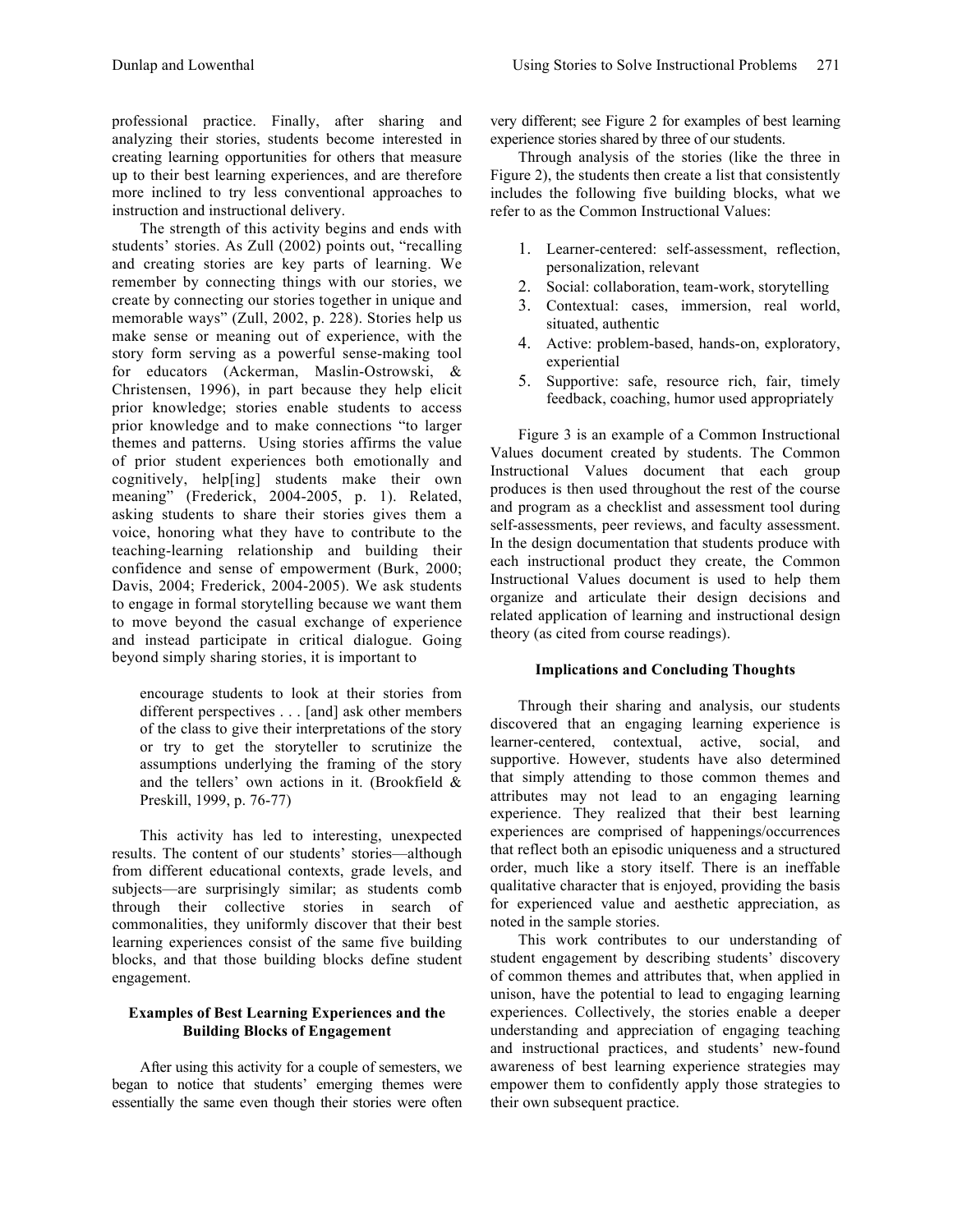professional practice. Finally, after sharing and analyzing their stories, students become interested in creating learning opportunities for others that measure up to their best learning experiences, and are therefore more inclined to try less conventional approaches to instruction and instructional delivery.

The strength of this activity begins and ends with students' stories. As Zull (2002) points out, "recalling and creating stories are key parts of learning. We remember by connecting things with our stories, we create by connecting our stories together in unique and memorable ways" (Zull, 2002, p. 228). Stories help us make sense or meaning out of experience, with the story form serving as a powerful sense-making tool for educators (Ackerman, Maslin-Ostrowski, & Christensen, 1996), in part because they help elicit prior knowledge; stories enable students to access prior knowledge and to make connections "to larger themes and patterns. Using stories affirms the value of prior student experiences both emotionally and cognitively, help[ing] students make their own meaning" (Frederick, 2004-2005, p. 1). Related, asking students to share their stories gives them a voice, honoring what they have to contribute to the teaching-learning relationship and building their confidence and sense of empowerment (Burk, 2000; Davis, 2004; Frederick, 2004-2005). We ask students to engage in formal storytelling because we want them to move beyond the casual exchange of experience and instead participate in critical dialogue. Going beyond simply sharing stories, it is important to

> encourage students to look at their stories from different perspectives . . . [and] ask other members of the class to give their interpretations of the story or try to get the storyteller to scrutinize the assumptions underlying the framing of the story and the tellers' own actions in it. (Brookfield & Preskill, 1999, p. 76-77)

This activity has led to interesting, unexpected results. The content of our students' stories—although from different educational contexts, grade levels, and subjects—are surprisingly similar; as students comb through their collective stories in search of commonalities, they uniformly discover that their best learning experiences consist of the same five building blocks, and that those building blocks define student engagement.

### Examples of Best Learning Experiences and the Building Blocks of Engagement

After using this activity for a couple of semesters, we began to notice that students' emerging themes were essentially the same even though their stories were often very different; see Figure 2 for examples of best learning experience stories shared by three of our students.

Through analysis of the stories (like the three in Figure 2), the students then create a list that consistently includes the following five building blocks, what we refer to as the Common Instructional Values:

1. Learner-centered: self-assessment, reflection, personalization, relevant
2. Social: collaboration, team-work, storytelling
3. Contextual: cases, immersion, real world, situated, authentic
4. Active: problem-based, hands-on, exploratory, experiential
5. Supportive: safe, resource rich, fair, timely feedback, coaching, humor used appropriately

Figure 3 is an example of a Common Instructional Values document created by students. The Common Instructional Values document that each group produces is then used throughout the rest of the course and program as a checklist and assessment tool during self-assessments, peer reviews, and faculty assessment. In the design documentation that students produce with each instructional product they create, the Common Instructional Values document is used to help them organize and articulate their design decisions and related application of learning and instructional design theory (as cited from course readings).

### Implications and Concluding Thoughts

Through their sharing and analysis, our students discovered that an engaging learning experience is learner-centered, contextual, active, social, and supportive. However, students have also determined that simply attending to those common themes and attributes may not lead to an engaging learning experience. They realized that their best learning experiences are comprised of happenings/occurrences that reflect both an episodic uniqueness and a structured order, much like a story itself. There is an ineffable qualitative character that is enjoyed, providing the basis for experienced value and aesthetic appreciation, as noted in the sample stories.

This work contributes to our understanding of student engagement by describing students' discovery of common themes and attributes that, when applied in unison, have the potential to lead to engaging learning experiences. Collectively, the stories enable a deeper understanding and appreciation of engaging teaching and instructional practices, and students' new-found awareness of best learning experience strategies may empower them to confidently apply those strategies to their own subsequent practice.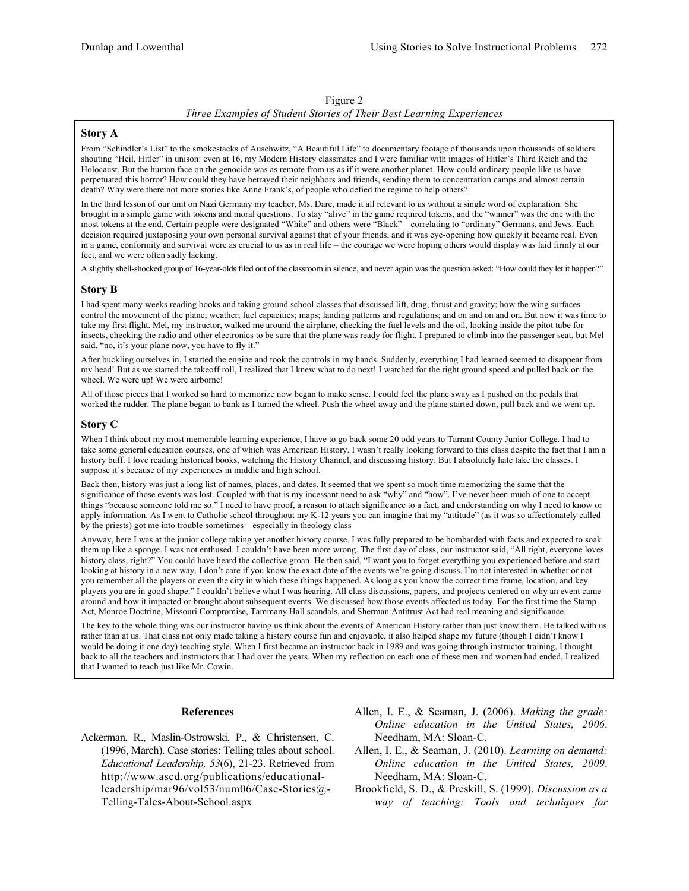Figure 2

*Three Examples of Student Stories of Their Best Learning Experiences*

**Story A**

From "Schindler's List" to the smokestacks of Auschwitz, "A Beautiful Life" to documentary footage of thousands upon thousands of soldiers shouting "Heil, Hitler" in unison: even at 16, my Modern History classmates and I were familiar with images of Hitler's Third Reich and the Holocaust. But the human face on the genocide was as remote from us as if it were another planet. How could ordinary people like us have perpetuated this horror? How could they have betrayed their neighbors and friends, sending them to concentration camps and almost certain death? Why were there not more stories like Anne Frank's, of people who defied the regime to help others?

In the third lesson of our unit on Nazi Germany my teacher, Ms. Dare, made it all relevant to us without a single word of explanation. She brought in a simple game with tokens and moral questions. To stay "alive" in the game required tokens, and the "winner" was the one with the most tokens at the end. Certain people were designated "White" and others were "Black" – correlating to "ordinary" Germans, and Jews. Each decision required juxtaposing your own personal survival against that of your friends, and it was eye-opening how quickly it became real. Even in a game, conformity and survival were as crucial to us as in real life – the courage we were hoping others would display was laid firmly at our feet, and we were often sadly lacking.

A slightly shell-shocked group of 16-year-olds filed out of the classroom in silence, and never again was the question asked: "How could they let it happen?"

**Story B**

I had spent many weeks reading books and taking ground school classes that discussed lift, drag, thrust and gravity; how the wing surfaces control the movement of the plane; weather; fuel capacities; maps; landing patterns and regulations; and on and on and on. But now it was time to take my first flight. Mel, my instructor, walked me around the airplane, checking the fuel levels and the oil, looking inside the pitot tube for insects, checking the radio and other electronics to be sure that the plane was ready for flight. I prepared to climb into the passenger seat, but Mel said, "no, it's your plane now, you have to fly it."

After buckling ourselves in, I started the engine and took the controls in my hands. Suddenly, everything I had learned seemed to disappear from my head! But as we started the takeoff roll, I realized that I knew what to do next! I watched for the right ground speed and pulled back on the wheel. We were up! We were airborne!

All of those pieces that I worked so hard to memorize now began to make sense. I could feel the plane sway as I pushed on the pedals that worked the rudder. The plane began to bank as I turned the wheel. Push the wheel away and the plane started down, pull back and we went up.

**Story C**

When I think about my most memorable learning experience, I have to go back some 20 odd years to Tarrant County Junior College. I had to take some general education courses, one of which was American History. I wasn't really looking forward to this class despite the fact that I am a history buff. I love reading historical books, watching the History Channel, and discussing history. But I absolutely hate take the classes. I suppose it's because of my experiences in middle and high school.

Back then, history was just a long list of names, places, and dates. It seemed that we spent so much time memorizing the same that the significance of those events was lost. Coupled with that is my incessant need to ask "why" and "how". I've never been much of one to accept things "because someone told me so." I need to have proof, a reason to attach significance to a fact, and understanding on why I need to know or apply information. As I went to Catholic school throughout my K-12 years you can imagine that my "attitude" (as it was so affectionately called by the priests) got me into trouble sometimes—especially in theology class

Anyway, here I was at the junior college taking yet another history course. I was fully prepared to be bombarded with facts and expected to soak them up like a sponge. I was not enthused. I couldn't have been more wrong. The first day of class, our instructor said, "All right, everyone loves history class, right?" You could have heard the collective groan. He then said, "I want you to forget everything you experienced before and start looking at history in a new way. I don't care if you know the exact date of the events we're going discuss. I'm not interested in whether or not you remember all the players or even the city in which these things happened. As long as you know the correct time frame, location, and key players you are in good shape." I couldn't believe what I was hearing. All class discussions, papers, and projects centered on why an event came around and how it impacted or brought about subsequent events. We discussed how those events affected us today. For the first time the Stamp Act, Monroe Doctrine, Missouri Compromise, Tammany Hall scandals, and Sherman Antitrust Act had real meaning and significance.

The key to the whole thing was our instructor having us think about the events of American History rather than just know them. He talked with us rather than at us. That class not only made taking a history course fun and enjoyable, it also helped shape my future (though I didn't know I would be doing it one day) teaching style. When I first became an instructor back in 1989 and was going through instructor training, I thought back to all the teachers and instructors that I had over the years. When my reflection on each one of these men and women had ended, I realized that I wanted to teach just like Mr. Cowin.

## References

Ackerman, R., Maslin-Ostrowski, P., & Christensen, C. (1996, March). Case stories: Telling tales about school. *Educational Leadership, 53*(6), 21-23. Retrieved from http://www.ascd.org/publications/educational-leadership/mar96/vol53/num06/Case-Stories@-Telling-Tales-About-School.aspx

Allen, I. E., & Seaman, J. (2006). *Making the grade: Online education in the United States, 2006*. Needham, MA: Sloan-C.

Allen, I. E., & Seaman, J. (2010). *Learning on demand: Online education in the United States, 2009*. Needham, MA: Sloan-C.

Brookfield, S. D., & Preskill, S. (1999). *Discussion as a way of teaching: Tools and techniques for*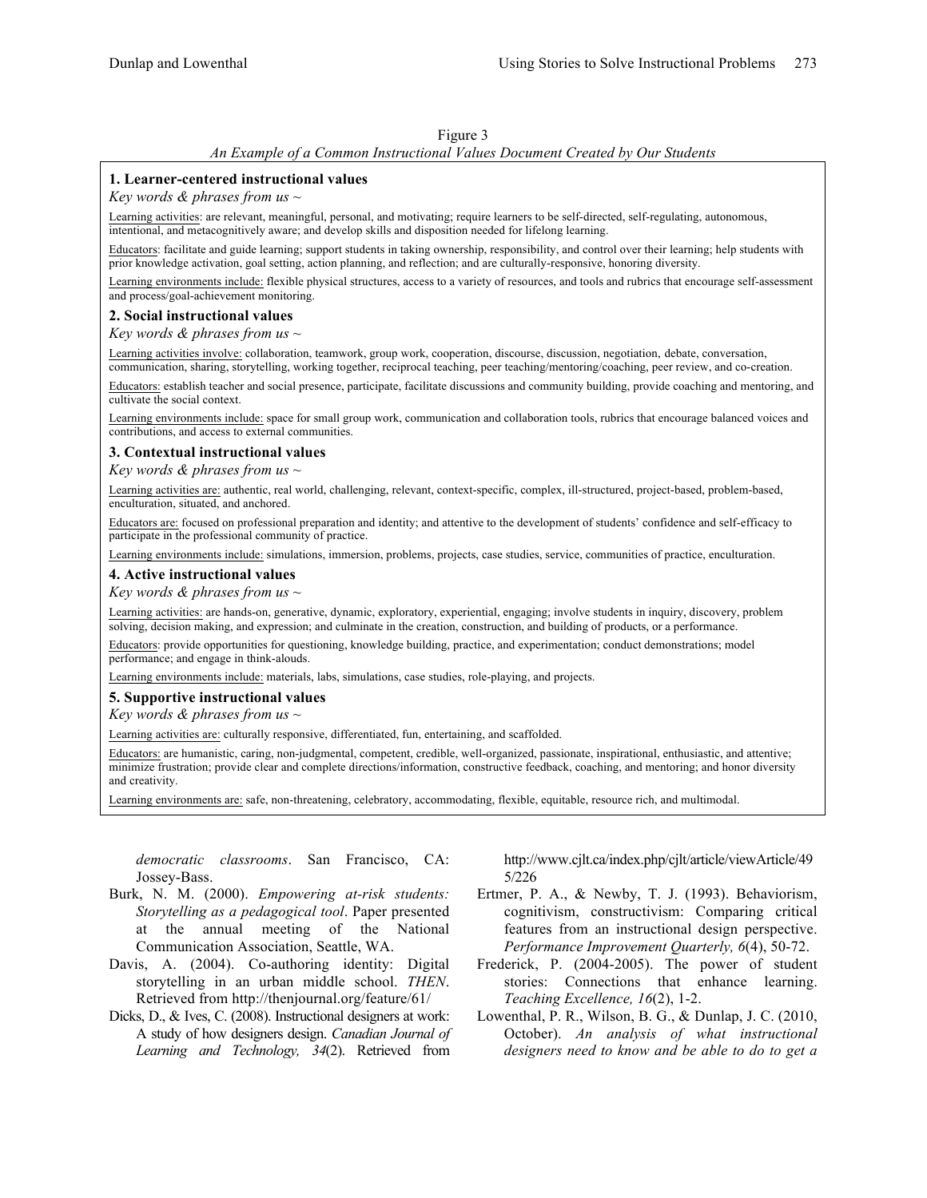Figure 3

*An Example of a Common Instructional Values Document Created by Our Students*

**1. Learner-centered instructional values**

*Key words & phrases from us ~*

Learning activities: are relevant, meaningful, personal, and motivating; require learners to be self-directed, self-regulating, autonomous, intentional, and metacognitively aware; and develop skills and disposition needed for lifelong learning.

Educators: facilitate and guide learning; support students in taking ownership, responsibility, and control over their learning; help students with prior knowledge activation, goal setting, action planning, and reflection; and are culturally-responsive, honoring diversity.

Learning environments include: flexible physical structures, access to a variety of resources, and tools and rubrics that encourage self-assessment and process/goal-achievement monitoring.

**2. Social instructional values**

*Key words & phrases from us ~*

Learning activities involve: collaboration, teamwork, group work, cooperation, discourse, discussion, negotiation, debate, conversation, communication, sharing, storytelling, working together, reciprocal teaching, peer teaching/mentoring/coaching, peer review, and co-creation.

Educators: establish teacher and social presence, participate, facilitate discussions and community building, provide coaching and mentoring, and cultivate the social context.

Learning environments include: space for small group work, communication and collaboration tools, rubrics that encourage balanced voices and contributions, and access to external communities.

**3. Contextual instructional values**

*Key words & phrases from us ~*

Learning activities are: authentic, real world, challenging, relevant, context-specific, complex, ill-structured, project-based, problem-based, enculturation, situated, and anchored.

Educators are: focused on professional preparation and identity; and attentive to the development of students' confidence and self-efficacy to participate in the professional community of practice.

Learning environments include: simulations, immersion, problems, projects, case studies, service, communities of practice, enculturation.

**4. Active instructional values**

*Key words & phrases from us ~*

Learning activities: are hands-on, generative, dynamic, exploratory, experiential, engaging; involve students in inquiry, discovery, problem solving, decision making, and expression; and culminate in the creation, construction, and building of products, or a performance.

Educators: provide opportunities for questioning, knowledge building, practice, and experimentation; conduct demonstrations; model performance; and engage in think-alouds.

Learning environments include: materials, labs, simulations, case studies, role-playing, and projects.

**5. Supportive instructional values**

*Key words & phrases from us ~*

Learning activities are: culturally responsive, differentiated, fun, entertaining, and scaffolded.

Educators: are humanistic, caring, non-judgmental, competent, credible, well-organized, passionate, inspirational, enthusiastic, and attentive; minimize frustration; provide clear and complete directions/information, constructive feedback, coaching, and mentoring; and honor diversity and creativity.

Learning environments are: safe, non-threatening, celebratory, accommodating, flexible, equitable, resource rich, and multimodal.

*democratic classrooms*. San Francisco, CA: Jossey-Bass.

Burk, N. M. (2000). *Empowering at-risk students: Storytelling as a pedagogical tool*. Paper presented at the annual meeting of the National Communication Association, Seattle, WA.

Davis, A. (2004). Co-authoring identity: Digital storytelling in an urban middle school. *THEN*. Retrieved from http://thenjournal.org/feature/61/

Dicks, D., & Ives, C. (2008). Instructional designers at work: A study of how designers design. *Canadian Journal of Learning and Technology, 34*(2). Retrieved from http://www.cjlt.ca/index.php/cjlt/article/viewArticle/495/226

Ertmer, P. A., & Newby, T. J. (1993). Behaviorism, cognitivism, constructivism: Comparing critical features from an instructional design perspective. *Performance Improvement Quarterly, 6*(4), 50-72.

Frederick, P. (2004-2005). The power of student stories: Connections that enhance learning. *Teaching Excellence, 16*(2), 1-2.

Lowenthal, P. R., Wilson, B. G., & Dunlap, J. C. (2010, October). *An analysis of what instructional designers need to know and be able to do to get a*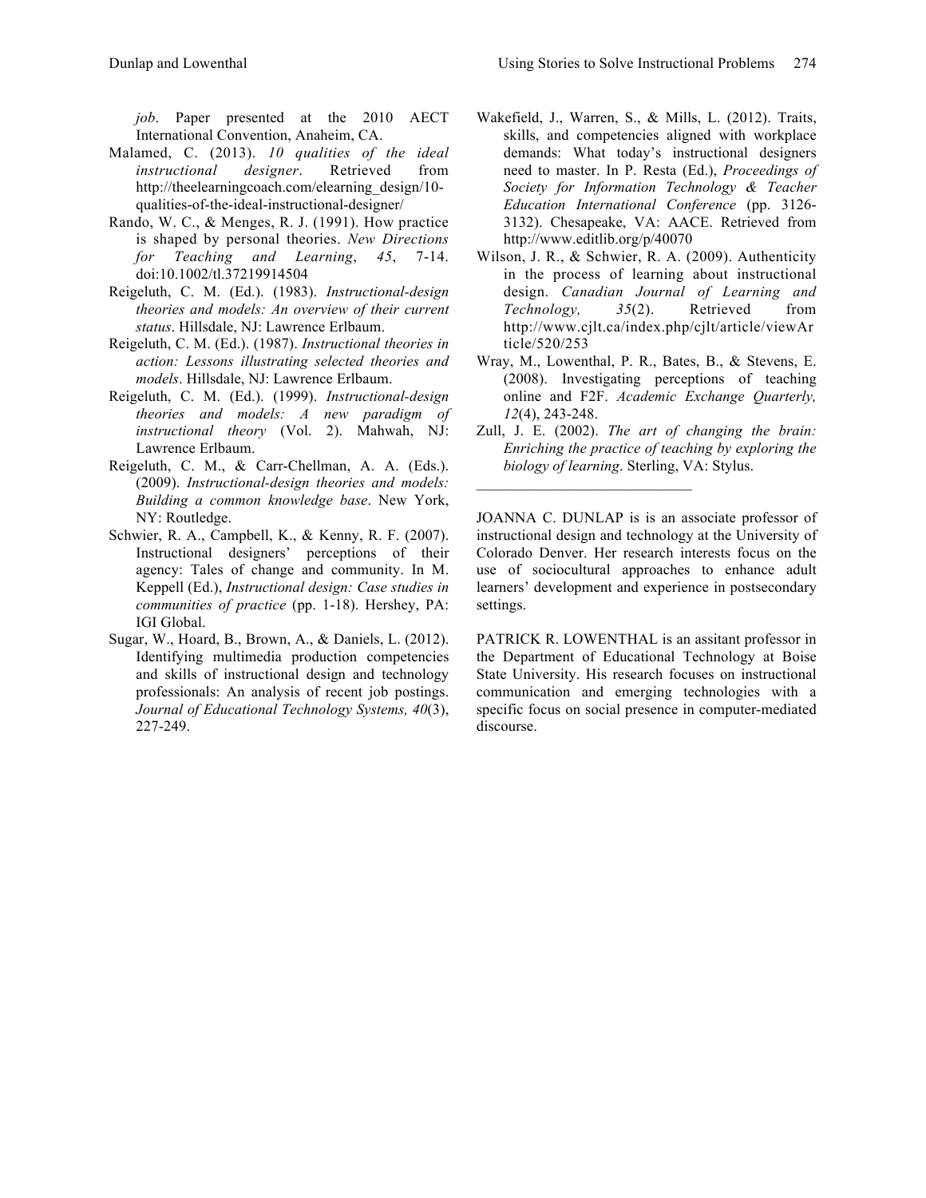*job*. Paper presented at the 2010 AECT International Convention, Anaheim, CA.

Malamed, C. (2013). *10 qualities of the ideal instructional designer*. Retrieved from http://theelearningcoach.com/elearning_design/10-qualities-of-the-ideal-instructional-designer/

Rando, W. C., & Menges, R. J. (1991). How practice is shaped by personal theories. *New Directions for Teaching and Learning*, *45*, 7-14. doi:10.1002/tl.37219914504

Reigeluth, C. M. (Ed.). (1983). *Instructional-design theories and models: An overview of their current status*. Hillsdale, NJ: Lawrence Erlbaum.

Reigeluth, C. M. (Ed.). (1987). *Instructional theories in action: Lessons illustrating selected theories and models*. Hillsdale, NJ: Lawrence Erlbaum.

Reigeluth, C. M. (Ed.). (1999). *Instructional-design theories and models: A new paradigm of instructional theory* (Vol. 2). Mahwah, NJ: Lawrence Erlbaum.

Reigeluth, C. M., & Carr-Chellman, A. A. (Eds.). (2009). *Instructional-design theories and models: Building a common knowledge base*. New York, NY: Routledge.

Schwier, R. A., Campbell, K., & Kenny, R. F. (2007). Instructional designers' perceptions of their agency: Tales of change and community. In M. Keppell (Ed.), *Instructional design: Case studies in communities of practice* (pp. 1-18). Hershey, PA: IGI Global.

Sugar, W., Hoard, B., Brown, A., & Daniels, L. (2012). Identifying multimedia production competencies and skills of instructional design and technology professionals: An analysis of recent job postings. *Journal of Educational Technology Systems, 40*(3), 227-249.

Wakefield, J., Warren, S., & Mills, L. (2012). Traits, skills, and competencies aligned with workplace demands: What today's instructional designers need to master. In P. Resta (Ed.), *Proceedings of Society for Information Technology & Teacher Education International Conference* (pp. 3126-3132). Chesapeake, VA: AACE. Retrieved from http://www.editlib.org/p/40070

Wilson, J. R., & Schwier, R. A. (2009). Authenticity in the process of learning about instructional design. *Canadian Journal of Learning and Technology, 35*(2). Retrieved from http://www.cjlt.ca/index.php/cjlt/article/viewArticle/520/253

Wray, M., Lowenthal, P. R., Bates, B., & Stevens, E. (2008). Investigating perceptions of teaching online and F2F. *Academic Exchange Quarterly, 12*(4), 243-248.

Zull, J. E. (2002). *The art of changing the brain: Enriching the practice of teaching by exploring the biology of learning*. Sterling, VA: Stylus.

---

JOANNA C. DUNLAP is is an associate professor of instructional design and technology at the University of Colorado Denver. Her research interests focus on the use of sociocultural approaches to enhance adult learners' development and experience in postsecondary settings.

PATRICK R. LOWENTHAL is an assitant professor in the Department of Educational Technology at Boise State University. His research focuses on instructional communication and emerging technologies with a specific focus on social presence in computer-mediated discourse.